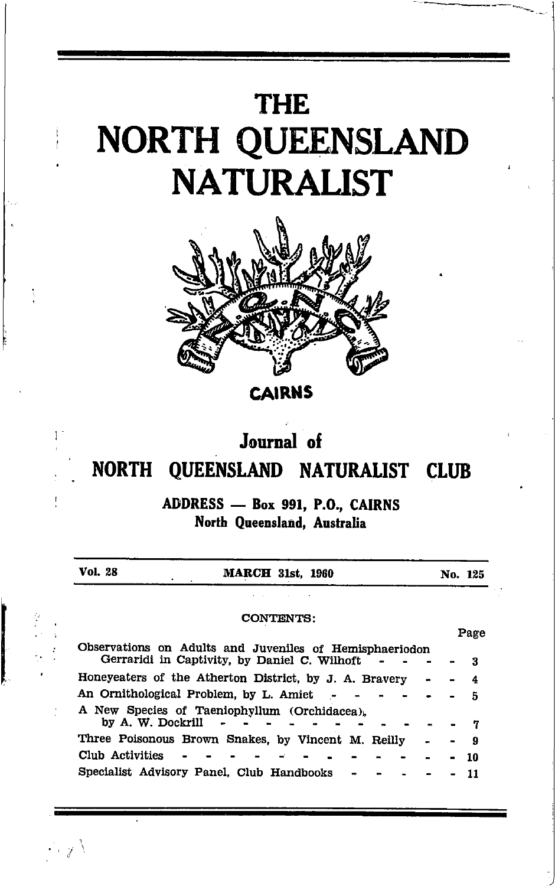# THE NORTH QUEENSLAND NATURALIST

CAIRNS

## Journal of

## NORTH QUEENSLAND NATURALIST CLUB

**ADDRESS — Box 991, P.O., CAIRNS**
**North Queensland, Australia**

| Vol. 28 | MARCH 31st, 1960 | No. 125 |
|---|---|---|

CONTENTS:

| | Page |
|---|---|
| Observations on Adults and Juveniles of Hemisphaeriodon Gerraridi in Captivity, by Daniel C. Wilhoft | 3 |
| Honeyeaters of the Atherton District, by J. A. Bravery | 4 |
| An Ornithological Problem, by L. Amiet | 5 |
| A New Species of Taeniophyllum (Orchidacea), by A. W. Dockrill | 7 |
| Three Poisonous Brown Snakes, by Vincent M. Reilly | 9 |
| Club Activities | 10 |
| Specialist Advisory Panel, Club Handbooks | 11 |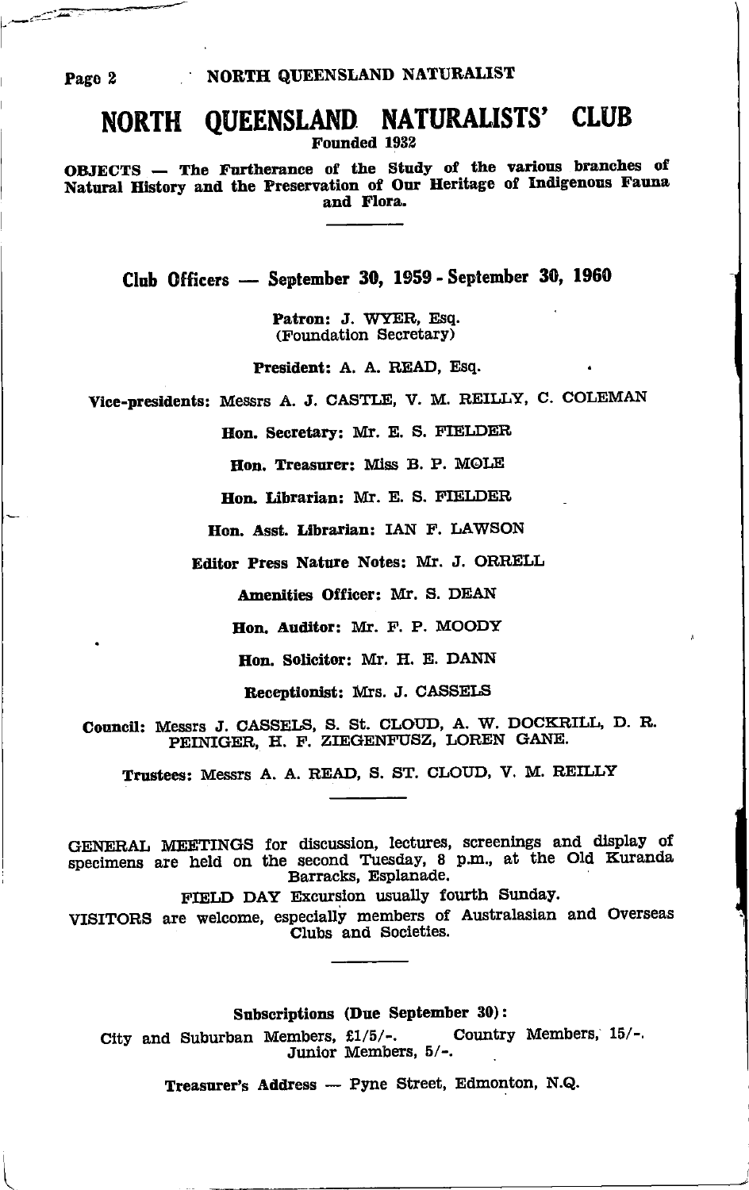# NORTH QUEENSLAND NATURALISTS' CLUB

Founded 1932

**OBJECTS — The Furtherance of the Study of the various branches of Natural History and the Preservation of Our Heritage of Indigenous Fauna and Flora.**

---

## Club Officers — September 30, 1959 - September 30, 1960

**Patron:** J. WYER, Esq. (Foundation Secretary)

**President:** A. A. READ, Esq.

**Vice-presidents:** Messrs A. J. CASTLE, V. M. REILLY, C. COLEMAN

**Hon. Secretary:** Mr. E. S. FIELDER

**Hon. Treasurer:** Miss B. P. MOLE

**Hon. Librarian:** Mr. E. S. FIELDER

**Hon. Asst. Librarian:** IAN F. LAWSON

**Editor Press Nature Notes:** Mr. J. ORRELL

**Amenities Officer:** Mr. S. DEAN

**Hon. Auditor:** Mr. F. P. MOODY

**Hon. Solicitor:** Mr. H. E. DANN

**Receptionist:** Mrs. J. CASSELS

**Council:** Messrs J. CASSELS, S. St. CLOUD, A. W. DOCKRILL, D. R. PEINIGER, H. F. ZIEGENFUSZ, LOREN GANE.

**Trustees:** Messrs A. A. READ, S. ST. CLOUD, V. M. REILLY

---

GENERAL MEETINGS for discussion, lectures, screenings and display of specimens are held on the second Tuesday, 8 p.m., at the Old Kuranda Barracks, Esplanade.

FIELD DAY Excursion usually fourth Sunday.

VISITORS are welcome, especially members of Australasian and Overseas Clubs and Societies.

---

**Subscriptions (Due September 30):**

City and Suburban Members, £1/5/-. Country Members, 15/-. Junior Members, 5/-.

**Treasurer's Address — Pyne Street, Edmonton, N.Q.**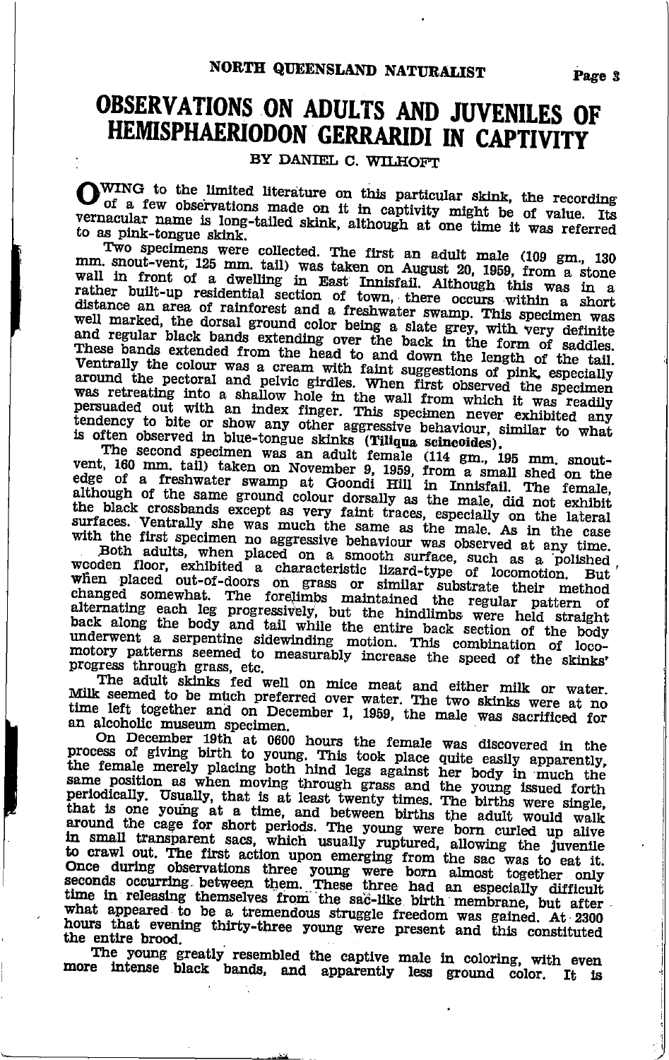# OBSERVATIONS ON ADULTS AND JUVENILES OF HEMISPHAERIODON GERRARIDI IN CAPTIVITY

BY DANIEL C. WILHOFT

OWING to the limited literature on this particular skink, the recording of a few observations made on it in captivity might be of value. Its vernacular name is long-tailed skink, although at one time it was referred to as pink-tongue skink.

Two specimens were collected. The first an adult male (109 gm., 130 mm. snout-vent, 125 mm. tail) was taken on August 20, 1959, from a stone wall in front of a dwelling in East Innisfail. Although this was in a rather built-up residential section of town, there occurs within a short distance an area of rainforest and a freshwater swamp. This specimen was well marked, the dorsal ground color being a slate grey, with very definite and regular black bands extending over the back in the form of saddles. These bands extended from the head to and down the length of the tail. Ventrally the colour was a cream with faint suggestions of pink, especially around the pectoral and pelvic girdles. When first observed the specimen was retreating into a shallow hole in the wall from which it was readily persuaded out with an index finger. This specimen never exhibited any tendency to bite or show any other aggressive behaviour, similar to what is often observed in blue-tongue skinks (**Tiliqua scincoides**).

The second specimen was an adult female (114 gm., 195 mm. snout-vent, 160 mm. tail) taken on November 9, 1959, from a small shed on the edge of a freshwater swamp at Goondi Hill in Innisfail. The female, although of the same ground colour dorsally as the male, did not exhibit the black crossbands except as very faint traces, especially on the lateral surfaces. Ventrally she was much the same as the male. As in the case with the first specimen no aggressive behaviour was observed at any time.

Both adults, when placed on a smooth surface, such as a polished wooden floor, exhibited a characteristic lizard-type of locomotion. But when placed out-of-doors on grass or similar substrate their method changed somewhat. The forelimbs maintained the regular pattern of alternating each leg progressively, but the hindlimbs were held straight back along the body and tail while the entire back section of the body underwent a serpentine sidewinding motion. This combination of locomotory patterns seemed to measurably increase the speed of the skinks' progress through grass, etc.

The adult skinks fed well on mice meat and either milk or water. Milk seemed to be much preferred over water. The two skinks were at no time left together and on December 1, 1959, the male was sacrificed for an alcoholic museum specimen.

On December 19th at 0600 hours the female was discovered in the process of giving birth to young. This took place quite easily apparently, the female merely placing both hind legs against her body in much the same position as when moving through grass and the young issued forth periodically. Usually, that is at least twenty times. The births were single, that is one young at a time, and between births the adult would walk around the cage for short periods. The young were born curled up alive in small transparent sacs, which usually ruptured, allowing the juvenile to crawl out. The first action upon emerging from the sac was to eat it. Once during observations three young were born almost together only seconds occurring between them. These three had an especially difficult time in releasing themselves from the sac-like birth membrane, but after what appeared to be a tremendous struggle freedom was gained. At 2300 hours that evening thirty-three young were present and this constituted the entire brood.

The young greatly resembled the captive male in coloring, with even more intense black bands, and apparently less ground color. It is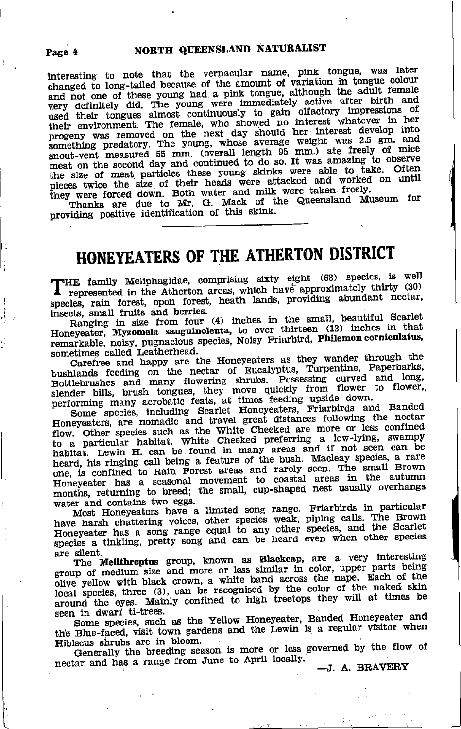interesting to note that the vernacular name, pink tongue, was later changed to long-tailed because of the amount of variation in tongue colour and not one of these young had a pink tongue, although the adult female very definitely did. The young were immediately active after birth and used their tongues almost continuously to gain olfactory impressions of their environment. The female, who showed no interest whatever in her progeny was removed on the next day should her interest develop into something predatory. The young, whose average weight was 2.5 gm. and snout-vent measured 55 mm. (overall length 95 mm.) ate freely of mice meat on the second day and continued to do so. It was amazing to observe the size of meat particles these young skinks were able to take. Often pieces twice the size of their heads were attacked and worked on until they were forced down. Both water and milk were taken freely.

Thanks are due to Mr. G. Mack of the Queensland Museum for providing positive identification of this skink.

---

# HONEYEATERS OF THE ATHERTON DISTRICT

THE family Meliphagidae, comprising sixty eight (68) species, is well represented in the Atherton areas, which have approximately thirty (30) species, rain forest, open forest, heath lands, providing abundant nectar, insects, small fruits and berries.

Ranging in size from four (4) inches in the small, beautiful Scarlet Honeyeater, **Myzomela sauguinoleuta,** to over thirteen (13) inches in that remarkable, noisy, pugnacious species, Noisy Friarbird, **Philemon corniculatus,** sometimes called Leatherhead.

Carefree and happy are the Honeyeaters as they wander through the bushlands feeding on the nectar of Eucalyptus, Turpentine, Paperbarks, Bottlebrushes and many flowering shrubs. Possessing curved and long, slender bills, brush tongues, they move quickly from flower to flower, performing many acrobatic feats, at times feeding upside down.

Some species, including Scarlet Honeyeaters, Friarbirds and Banded Honeyeaters, are nomadic and travel great distances following the nectar flow. Other species such as the White Cheeked are more or less confined to a particular habitat. White Cheeked preferring a low-lying, swampy habitat. Lewin H. can be found in many areas and if not seen can be heard, his ringing call being a feature of the bush. Macleay species, a rare one, is confined to Rain Forest areas and rarely seen. The small Brown Honeyeater has a seasonal movement to coastal areas in the autumn months, returning to breed; the small, cup-shaped nest usually overhangs water and contains two eggs.

Most Honeyeaters have a limited song range. Friarbirds in particular have harsh chattering voices, other species weak, piping calls. The Brown Honeyeater has a song range equal to any other species, and the Scarlet species a tinkling, pretty song and can be heard even when other species are silent.

The **Melithreptus** group, known as **Blackcap,** are a very interesting group of medium size and more or less similar in color, upper parts being olive yellow with black crown, a white band across the nape. Each of the local species, three (3), can be recognised by the color of the naked skin around the eyes. Mainly confined to high treetops they will at times be seen in dwarf ti-trees.

Some species, such as the Yellow Honeyeater, Banded Honeyeater and the Blue-faced, visit town gardens and the Lewin is a regular visitor when Hibiscus shrubs are in bloom.

Generally the breeding season is more or less governed by the flow of nectar and has a range from June to April locally.

—J. A. BRAVERY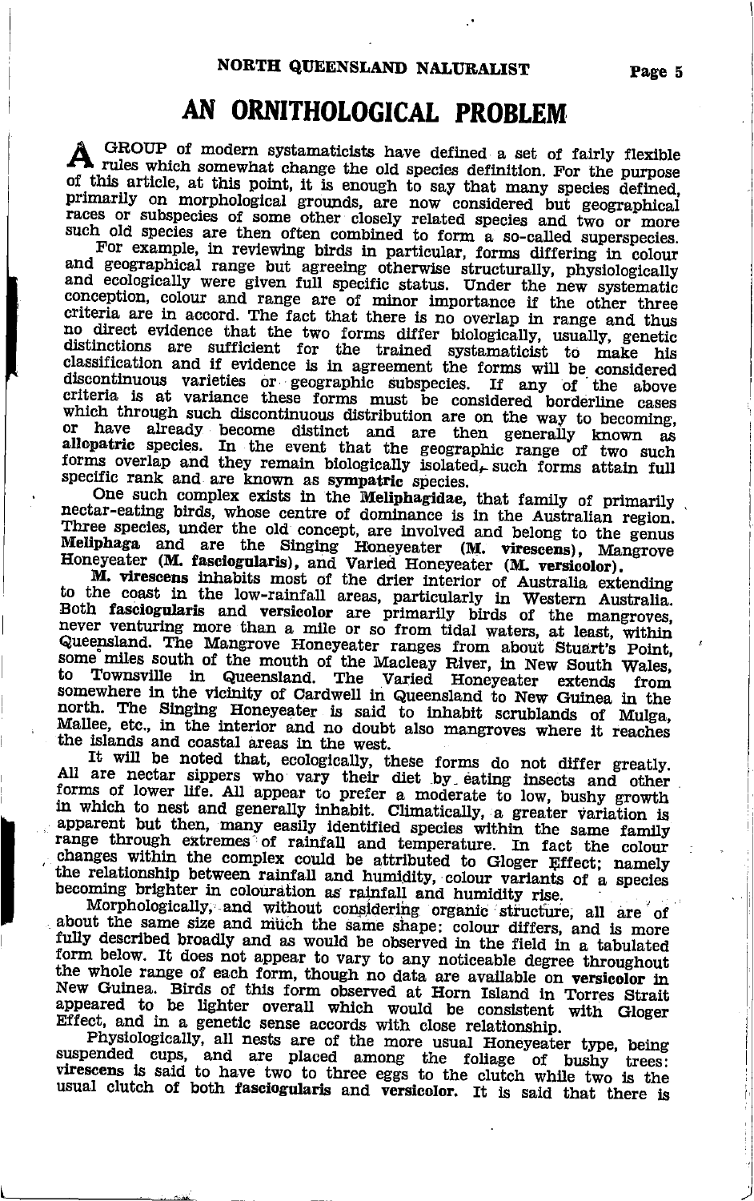# AN ORNITHOLOGICAL PROBLEM

A GROUP of modern systematicists have defined a set of fairly flexible rules which somewhat change the old species definition. For the purpose of this article, at this point, it is enough to say that many species defined, primarily on morphological grounds, are now considered but geographical races or subspecies of some other closely related species and two or more such old species are then often combined to form a so-called superspecies.

For example, in reviewing birds in particular, forms differing in colour and geographical range but agreeing otherwise structurally, physiologically and ecologically were given full specific status. Under the new systematic conception, colour and range are of minor importance if the other three criteria are in accord. The fact that there is no overlap in range and thus no direct evidence that the two forms differ biologically, usually, genetic distinctions are sufficient for the trained systematicist to make his classification and if evidence is in agreement the forms will be considered discontinuous varieties or geographic subspecies. If any of the above criteria is at variance these forms must be considered borderline cases which through such discontinuous distribution are on the way to becoming, or have already become distinct and are then generally known as **allopatric** species. In the event that the geographic range of two such forms overlap and they remain biologically isolated, such forms attain full specific rank and are known as **sympatric** species.

One such complex exists in the **Meliphagidae**, that family of primarily nectar-eating birds, whose centre of dominance is in the Australian region. Three species, under the old concept, are involved and belong to the genus **Meliphaga** and are the Singing Honeyeater (**M. virescens**), Mangrove Honeyeater (**M. fasciogularis**), and Varied Honeyeater (**M. versicolor**).

**M. virescens** inhabits most of the drier interior of Australia extending to the coast in the low-rainfall areas, particularly in Western Australia. Both **fasciogularis** and **versicolor** are primarily birds of the mangroves, never venturing more than a mile or so from tidal waters, at least, within Queensland. The Mangrove Honeyeater ranges from about Stuart's Point, some miles south of the mouth of the Macleay River, in New South Wales, to Townsville in Queensland. The Varied Honeyeater extends from somewhere in the vicinity of Cardwell in Queensland to New Guinea in the north. The Singing Honeyeater is said to inhabit scrublands of Mulga, Mallee, etc., in the interior and no doubt also mangroves where it reaches the islands and coastal areas in the west.

It will be noted that, ecologically, these forms do not differ greatly. All are nectar sippers who vary their diet by eating insects and other forms of lower life. All appear to prefer a moderate to low, bushy growth in which to nest and generally inhabit. Climatically, a greater variation is apparent but then, many easily identified species within the same family range through extremes of rainfall and temperature. In fact the colour changes within the complex could be attributed to Gloger Effect; namely the relationship between rainfall and humidity, colour variants of a species becoming brighter in colouration as rainfall and humidity rise.

Morphologically, and without considering organic structure, all are of about the same size and much the same shape; colour differs, and is more fully described broadly and as would be observed in the field in a tabulated form below. It does not appear to vary to any noticeable degree throughout the whole range of each form, though no data are available on **versicolor** in New Guinea. Birds of this form observed at Horn Island in Torres Strait appeared to be lighter overall which would be consistent with Gloger Effect, and in a genetic sense accords with close relationship.

Physiologically, all nests are of the more usual Honeyeater type, being suspended cups, and are placed among the foliage of bushy trees: **virescens** is said to have two to three eggs to the clutch while two is the usual clutch of both **fasciogularis** and **versicolor**. It is said that there is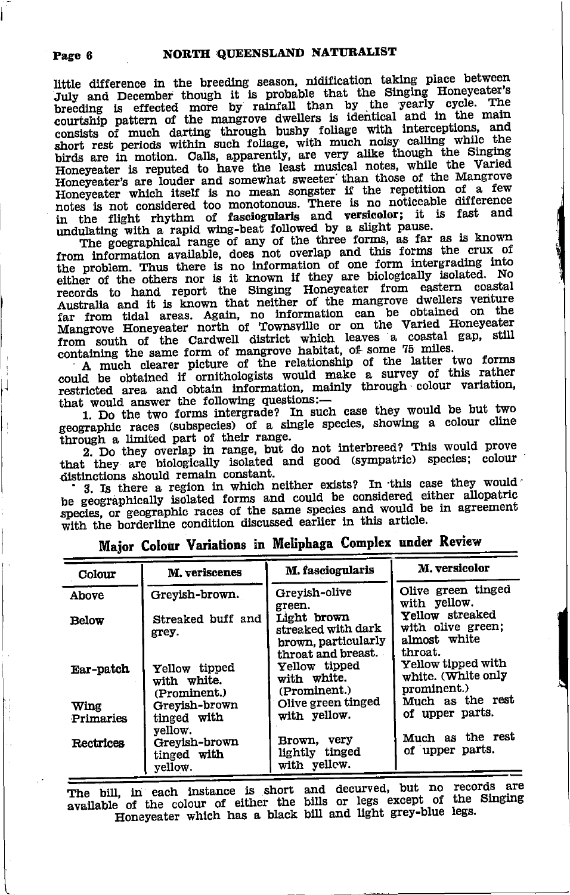little difference in the breeding season, nidification taking place between July and December though it is probable that the Singing Honeyeater's breeding is effected more by rainfall than by the yearly cycle. The courtship pattern of the mangrove dwellers is identical and in the main consists of much darting through bushy foliage with interceptions, and short rest periods within such foliage, with much noisy calling while the birds are in motion. Calls, apparently, are very alike though the Singing Honeyeater is reputed to have the least musical notes, while the Varied Honeyeater's are louder and somewhat sweeter than those of the Mangrove Honeyeater which itself is no mean songster if the repetition of a few notes is not considered too monotonous. There is no noticeable difference in the flight rhythm of **fasciogularis** and **versicolor**; it is fast and undulating with a rapid wing-beat followed by a slight pause.

The goegraphical range of any of the three forms, as far as is known from information available, does not overlap and this forms the crux of the problem. Thus there is no information of one form intergrading into either of the others nor is it known if they are biologically isolated. No records to hand report the Singing Honeyeater from eastern coastal Australia and it is known that neither of the mangrove dwellers venture far from tidal areas. Again, no information can be obtained on the Mangrove Honeyeater north of Townsville or on the Varied Honeyeater from south of the Cardwell district which leaves a coastal gap, still containing the same form of mangrove habitat, of some 75 miles.

A much clearer picture of the relationship of the latter two forms could be obtained if ornithologists would make a survey of this rather restricted area and obtain information, mainly through colour variation, that would answer the following questions:—

1. Do the two forms intergrade? In such case they would be but two geographic races (subspecies) of a single species, showing a colour cline through a limited part of their range.
2. Do they overlap in range, but do not interbreed? This would prove that they are biologically isolated and good (sympatric) species; colour distinctions should remain constant.
3. Is there a region in which neither exists? In this case they would be geographically isolated forms and could be considered either allopatric species, or geographic races of the same species and would be in agreement with the borderline condition discussed earlier in this article.

## Major Colour Variations in Meliphaga Complex under Review

| Colour | M. veriscenes | M. fasciogularis | M. versicolor |
|---|---|---|---|
| Above | Greyish-brown. | Greyish-olive green. | Olive green tinged with yellow. |
| Below | Streaked buff and grey. | Light brown streaked with dark brown, particularly throat and breast. | Yellow streaked with olive green; almost white throat. |
| Ear-patch | Yellow tipped with white. (Prominent.) | Yellow tipped with white. (Prominent.) | Yellow tipped with white. (White only prominent.) |
| Wing Primaries | Greyish-brown tinged with yellow. | Olive green tinged with yellow. | Much as the rest of upper parts. |
| Rectrices | Greyish-brown tinged with yellow. | Brown, very lightly tinged with yellow. | Much as the rest of upper parts. |

The bill, in each instance is short and decurved, but no records are available of the colour of either the bills or legs except of the Singing Honeyeater which has a black bill and light grey-blue legs.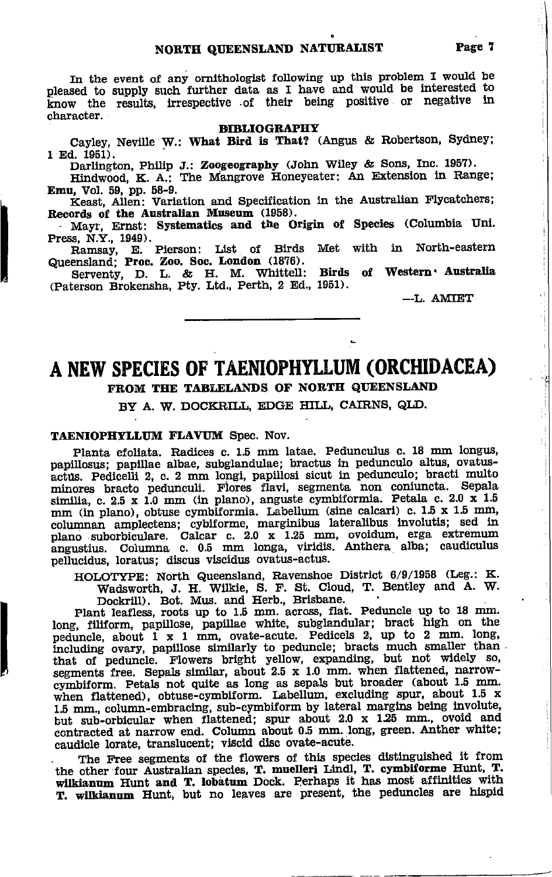In the event of any ornithologist following up this problem I would be pleased to supply such further data as I have and would be interested to know the results, irrespective of their being positive or negative in character.

**BIBLIOGRAPHY**

Cayley, Neville W.: **What Bird is That?** (Angus & Robertson, Sydney; 1 Ed. 1951).

Darlington, Philip J.: **Zoogeography** (John Wiley & Sons, Inc. 1957).

Hindwood, K. A.: The Mangrove Honeyeater: An Extension in Range; **Emu**, Vol. 59, pp. 58-9.

Keast, Allen: Variation and Specification in the Australian Flycatchers; **Records of the Australian Museum** (1958).

Mayr, Ernst: **Systematics and the Origin of Species** (Columbia Uni. Press, N.Y., 1949).

Ramsay, E. Pierson: List of Birds Met with in North-eastern Queensland; **Proc. Zoo. Soc. London** (1876).

Serventy, D. L. & H. M. Whittell: **Birds of Western Australia** (Paterson Brokensha, Pty. Ltd., Perth, 2 Ed., 1951).

—L. AMIET

---

# A NEW SPECIES OF TAENIOPHYLLUM (ORCHIDACEA)

## FROM THE TABLELANDS OF NORTH QUEENSLAND

### BY A. W. DOCKRILL, EDGE HILL, CAIRNS, QLD.

**TAENIOPHYLLUM FLAVUM** Spec. Nov.

Planta efoliata. Radices c. 1.5 mm latae. Pedunculus c. 18 mm longus, papillosus; papillae albae, subglandulae; bractus in pedunculo altus, ovatus-actus. Pedicelli 2, c. 2 mm longi, papillosi sicut in pedunculo; bracti multo minores bracto pedunculi. Flores flavi, segmenta non coniuncta. Sepala similia, c. 2.5 x 1.0 mm (in plano), anguste cymbiformia. Petala c. 2.0 x 1.5 mm (in plano), obtuse cymbiformia. Labellum (sine calcari) c. 1.5 x 1.5 mm, columnan amplectens; cybiforme, marginibus lateralibus involutis; sed in plano suborbiculare. Calcar c. 2.0 x 1.25 mm, ovoidum, erga extremum angustius. Columna c. 0.5 mm longa, viridis. Anthera alba; caudiculus pellucidus, loratus; discus viscidus ovatus-actus.

HOLOTYPE: North Queensland, Ravenshoe District 6/9/1958 (Leg.: K. Wadsworth, J. H. Wilkie, S. F. St. Cloud, T. Bentley and A. W. Dockrill). Bot. Mus. and Herb., Brisbane.

Plant leafless, roots up to 1.5 mm. across, flat. Peduncle up to 18 mm. long, filiform, papillose, papillae white, subglandular; bract high on the peduncle, about 1 x 1 mm, ovate-acute. Pedicels 2, up to 2 mm. long, including ovary, papillose similarly to peduncle; bracts much smaller than that of peduncle. Flowers bright yellow, expanding, but not widely so, segments free. Sepals similar, about 2.5 x 1.0 mm. when flattened, narrow-cymbiform. Petals not quite as long as sepals but broader (about 1.5 mm. when flattened), obtuse-cymbiform. Labellum, excluding spur, about 1.5 x 1.5 mm., column-embracing, sub-cymbiform by lateral margins being involute, but sub-orbicular when flattened; spur about 2.0 x 1.25 mm., ovoid and contracted at narrow end. Column about 0.5 mm. long, green. Anther white; caudicle lorate, translucent; viscid disc ovate-acute.

The Free segments of the flowers of this species distinguished it from the other four Australian species, **T. muelleri** Lindl, **T. cymbiforme** Hunt, **T. wilkianum** Hunt **and T. lobatum** Dock. Perhaps it has most affinities with **T. wilkianum** Hunt, but no leaves are present, the peduncles are hispid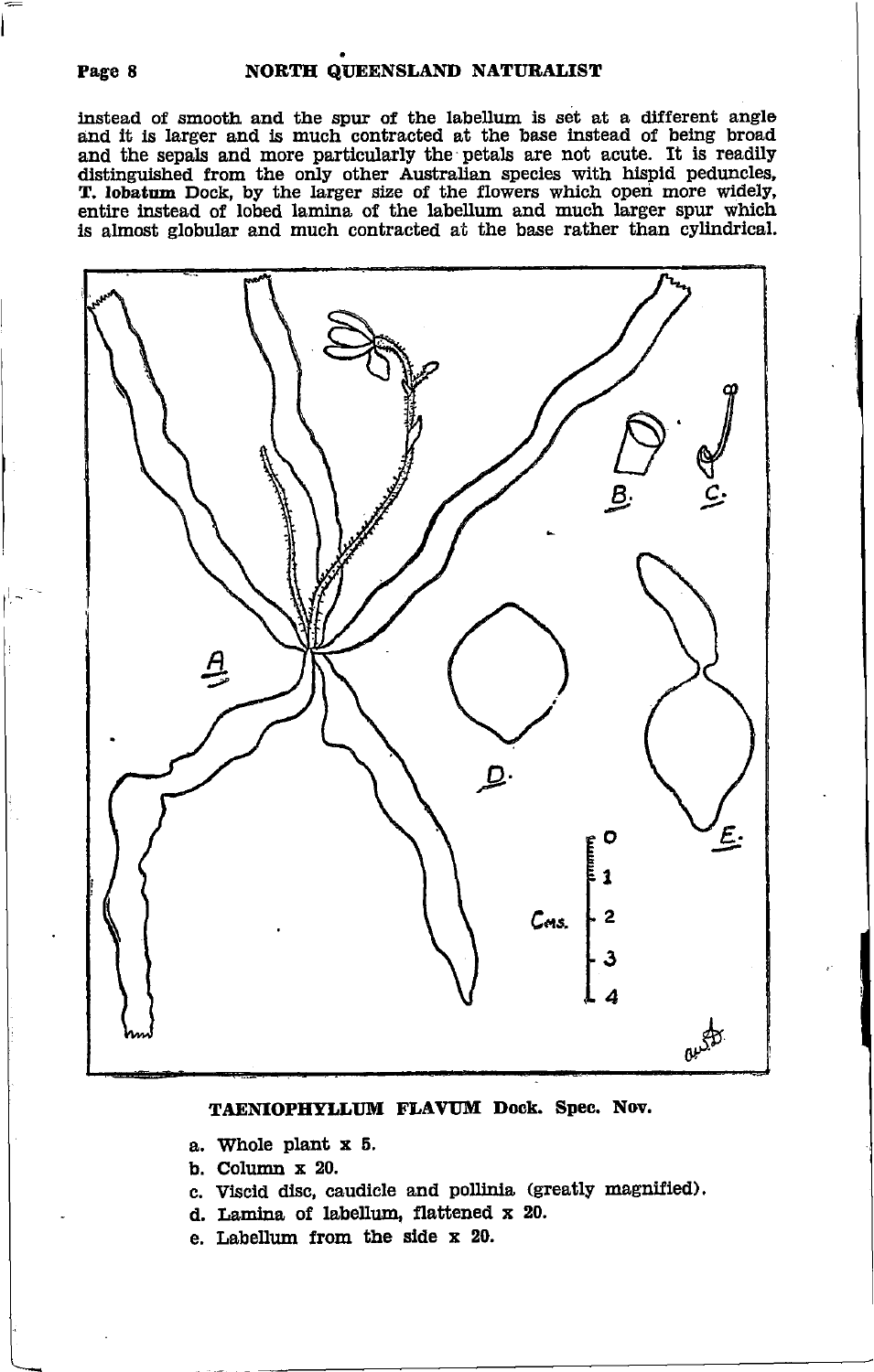instead of smooth and the spur of the labellum is set at a different angle and it is larger and is much contracted at the base instead of being broad and the sepals and more particularly the petals are not acute. It is readily distinguished from the only other Australian species with hispid peduncles, **T. lobatum** Dock, by the larger size of the flowers which open more widely, entire instead of lobed lamina of the labellum and much larger spur which is almost globular and much contracted at the base rather than cylindrical.

**TAENIOPHYLLUM FLAVUM Dock. Spec. Nov.**

a. Whole plant x 5.
b. Column x 20.
c. Viscid disc, caudicle and pollinia (greatly magnified).
d. Lamina of labellum, flattened x 20.
e. Labellum from the side x 20.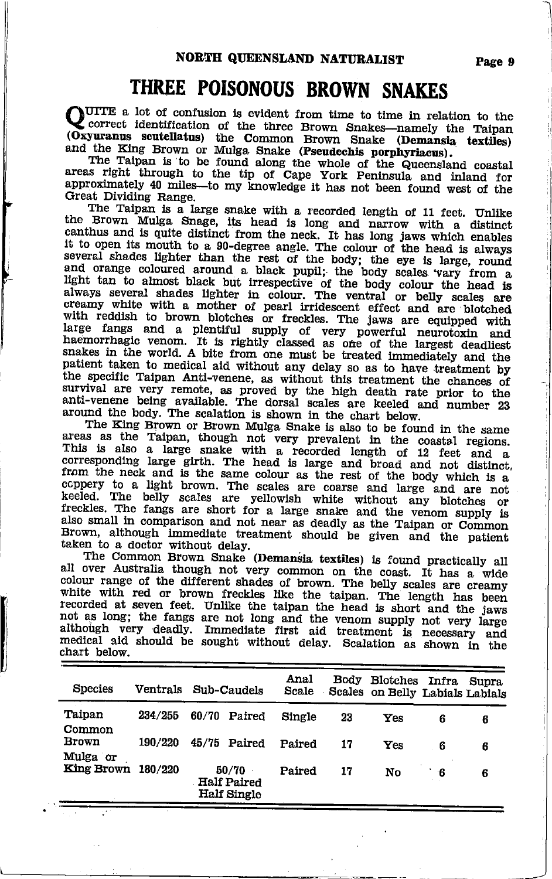# THREE POISONOUS BROWN SNAKES

QUITE a lot of confusion is evident from time to time in relation to the correct identification of the three Brown Snakes—namely the Taipan **(Oxyuranus scutellatus)** the Common Brown Snake **(Demansia textiles)** and the King Brown or Mulga Snake **(Pseudechis porphyriacus)**.

The Taipan is to be found along the whole of the Queensland coastal areas right through to the tip of Cape York Peninsula and inland for approximately 40 miles—to my knowledge it has not been found west of the Great Dividing Range.

The Taipan is a large snake with a recorded length of 11 feet. Unlike the Brown Mulga Snage, its head is long and narrow with a distinct canthus and is quite distinct from the neck. It has long jaws which enables it to open its mouth to a 90-degree angle. The colour of the head is always several shades lighter than the rest of the body; the eye is large, round and orange coloured around a black pupil; the body scales vary from a light tan to almost black but irrespective of the body colour the head is always several shades lighter in colour. The ventral or belly scales are creamy white with a mother of pearl irridescent effect and are blotched with reddish to brown blotches or freckles. The jaws are equipped with large fangs and a plentiful supply of very powerful neurotoxin and haemorrhagic venom. It is rightly classed as one of the largest deadliest snakes in the world. A bite from one must be treated immediately and the patient taken to medical aid without any delay so as to have treatment by the specific Taipan Anti-venene, as without this treatment the chances of survival are very remote, as proved by the high death rate prior to the anti-venene being available. The dorsal scales are keeled and number 23 around the body. The scalation is shown in the chart below.

The King Brown or Brown Mulga Snake is also to be found in the same areas as the Taipan, though not very prevalent in the coastal regions. This is also a large snake with a recorded length of 12 feet and a corresponding large girth. The head is large and broad and not distinct, from the neck and is the same colour as the rest of the body which is a coppery to a light brown. The scales are coarse and large and are not keeled. The belly scales are yellowish white without any blotches or freckles. The fangs are short for a large snake and the venom supply is also small in comparison and not near as deadly as the Taipan or Common Brown, although immediate treatment should be given and the patient taken to a doctor without delay.

The Common Brown Snake **(Demansia textiles)** is found practically all all over Australia though not very common on the coast. It has a wide colour range of the different shades of brown. The belly scales are creamy white with red or brown freckles like the taipan. The length has been recorded at seven feet. Unlike the taipan the head is short and the jaws not as long; the fangs are not long and the venom supply not very large although very deadly. Immediate first aid treatment is necessary and medical aid should be sought without delay. Scalation as shown in the chart below.

| Species | Ventrals | Sub-Caudels | Anal Scale | Body Scales | Blotches on Belly | Infra Labials | Supra Labials |
|---|---|---|---|---|---|---|---|
| Taipan | 234/255 | 60/70 Paired | Single | 23 | Yes | 6 | 6 |
| Common Brown | 190/220 | 45/75 Paired | Paired | 17 | Yes | 6 | 6 |
| Mulga or King Brown | 180/220 | 50/70 Half Paired Half Single | Paired | 17 | No | 6 | 6 |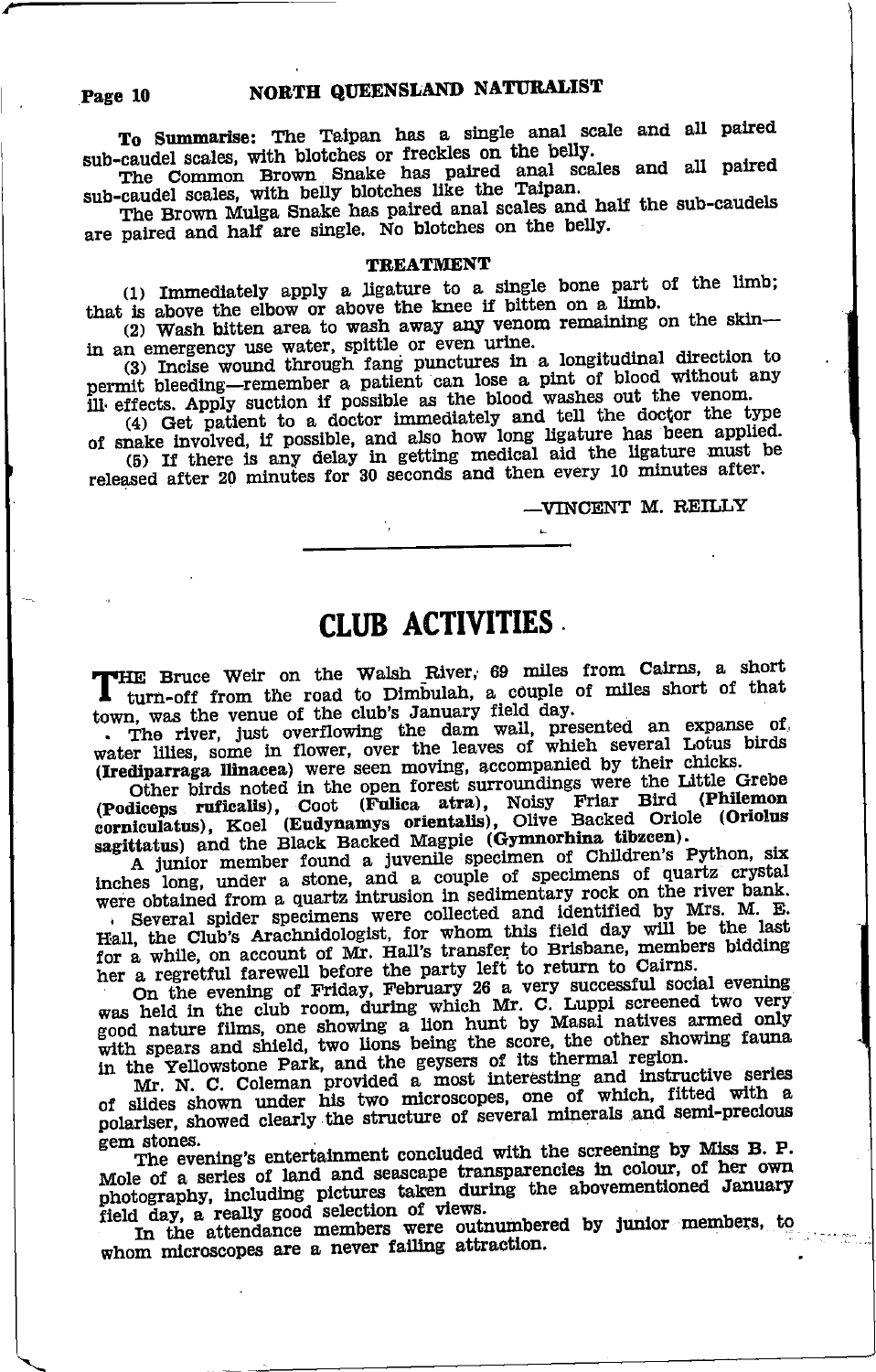**To Summarise:** The Taipan has a single anal scale and all paired sub-caudel scales, with blotches or freckles on the belly.

The Common Brown Snake has paired anal scales and all paired sub-caudel scales, with belly blotches like the Taipan.

The Brown Mulga Snake has paired anal scales and half the sub-caudels are paired and half are single. No blotches on the belly.

## TREATMENT

(1) Immediately apply a ligature to a single bone part of the limb; that is above the elbow or above the knee if bitten on a limb.

(2) Wash bitten area to wash away any venom remaining on the skin—in an emergency use water, spittle or even urine.

(3) Incise wound through fang punctures in a longitudinal direction to permit bleeding—remember a patient can lose a pint of blood without any ill effects. Apply suction if possible as the blood washes out the venom.

(4) Get patient to a doctor immediately and tell the doctor the type of snake involved, if possible, and also how long ligature has been applied.

(5) If there is any delay in getting medical aid the ligature must be released after 20 minutes for 30 seconds and then every 10 minutes after.

—VINCENT M. REILLY

---

# CLUB ACTIVITIES

THE Bruce Weir on the Walsh River, 69 miles from Cairns, a short turn-off from the road to Dimbulah, a couple of miles short of that town, was the venue of the club's January field day.

The river, just overflowing the dam wall, presented an expanse of water lilies, some in flower, over the leaves of whieh several Lotus birds **(Irediparraga llinacea)** were seen moving, accompanied by their chicks.

Other birds noted in the open forest surroundings were the Little Grebe **(Podiceps ruficalis)**, Coot **(Fulica atra)**, Noisy Friar Bird **(Philemon corniculatus)**, Koel **(Eudynamys orientalis)**, Olive Backed Oriole **(Oriolus sagittatus)** and the Black Backed Magpie **(Gymnorhina tibzcen)**.

A junior member found a juvenile specimen of Children's Python, six inches long, under a stone, and a couple of specimens of quartz crystal were obtained from a quartz intrusion in sedimentary rock on the river bank.

Several spider specimens were collected and identified by Mrs. M. E. Hall, the Club's Arachnidologist, for whom this field day will be the last for a while, on account of Mr. Hall's transfer to Brisbane, members bidding her a regretful farewell before the party left to return to Cairns.

On the evening of Friday, February 26 a very successful social evening was held in the club room, during which Mr. C. Luppi screened two very good nature films, one showing a lion hunt by Masai natives armed only with spears and shield, two lions being the score, the other showing fauna in the Yellowstone Park, and the geysers of its thermal region.

Mr. N. C. Coleman provided a most interesting and instructive series of slides shown under his two microscopes, one of which, fitted with a polariser, showed clearly the structure of several minerals and semi-precious gem stones.

The evening's entertainment concluded with the screening by Miss B. P. Mole of a series of land and seascape transparencies in colour, of her own photography, including pictures taken during the abovementioned January field day, a really good selection of views.

In the attendance members were outnumbered by junior members, to whom microscopes are a never failing attraction.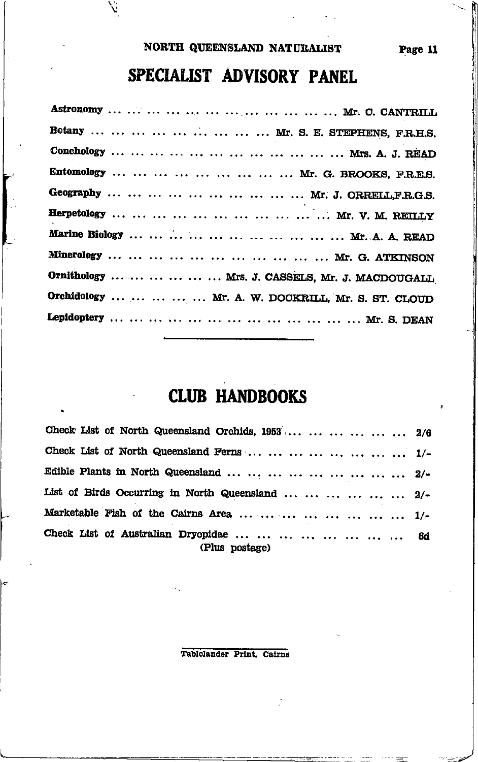# SPECIALIST ADVISORY PANEL

| | |
|---|---|
| **Astronomy** | Mr. C. CANTRILL |
| **Botany** | Mr. S. E. STEPHENS, F.R.H.S. |
| **Conchology** | Mrs. A. J. READ |
| **Entomology** | Mr. G. BROOKS, F.R.E.S. |
| **Geography** | Mr. J. ORRELL, F.R.G.S. |
| **Herpetology** | Mr. V. M. REILLY |
| **Marine Biology** | Mr. A. A. READ |
| **Minerology** | Mr. G. ATKINSON |
| **Ornithology** | Mrs. J. CASSELS, Mr. J. MACDOUGALL |
| **Orchidology** | Mr. A. W. DOCKRILL, Mr. S. ST. CLOUD |
| **Lepidoptery** | Mr. S. DEAN |

---

# CLUB HANDBOOKS

| | |
|---|---|
| Check List of North Queensland Orchids, 1953 | 2/6 |
| Check List of North Queensland Ferns | 1/- |
| Edible Plants in North Queensland | 2/- |
| List of Birds Occurring in North Queensland | 2/- |
| Marketable Fish of the Cairns Area | 1/- |
| Check List of Australian Dryopidae | 6d |

(Plus postage)

Tablelander Print, Cairns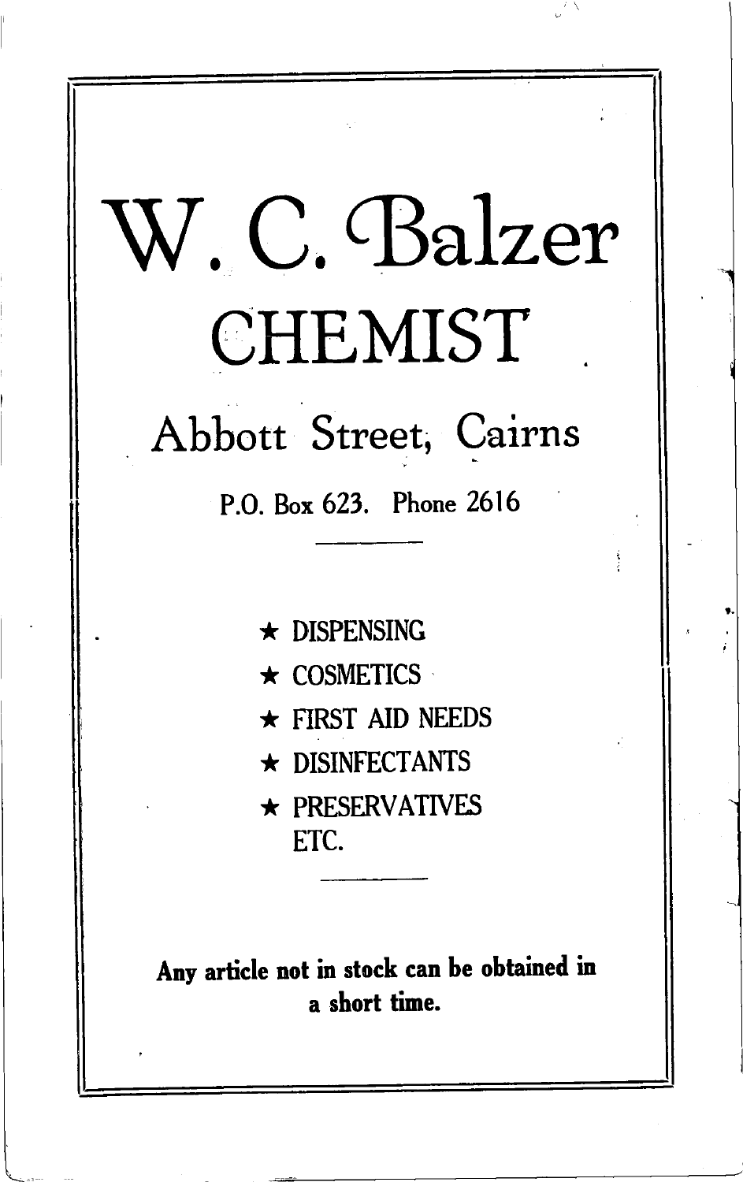# W. C. Balzer

## CHEMIST

### Abbott Street, Cairns

P.O. Box 623. Phone 2616

---

- ★ DISPENSING
- ★ COSMETICS
- ★ FIRST AID NEEDS
- ★ DISINFECTANTS
- ★ PRESERVATIVES
  ETC.

---

**Any article not in stock can be obtained in a short time.**